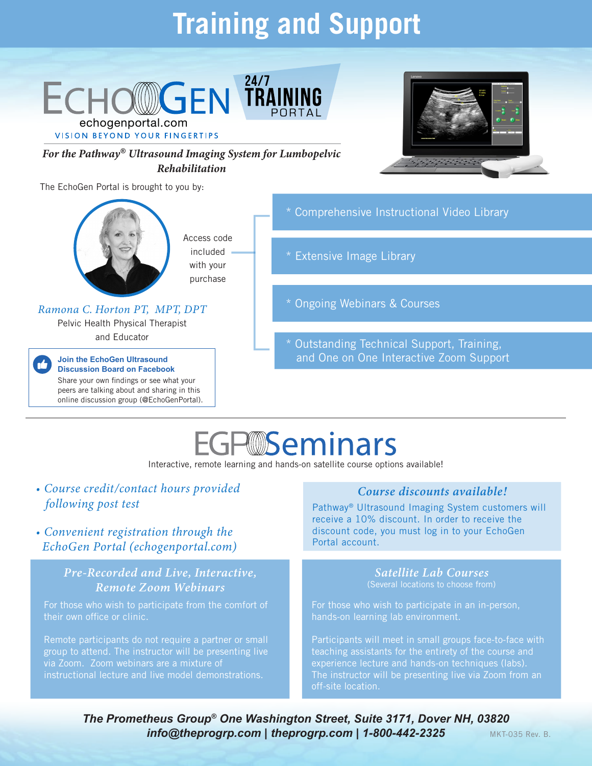# Training and Support

ECHOGEN 24/7 TRAINING PORTAL

echogenportal.com

VISION BEYOND YOUR FINGERTIPS

***For the Pathway® Ultrasound Imaging System for Lumbopelvic Rehabilitation***

The EchoGen Portal is brought to you by:

*Ramona C. Horton PT, MPT, DPT*

Pelvic Health Physical Therapist and Educator

Access code included with your purchase

- * Comprehensive Instructional Video Library
- * Extensive Image Library
- * Ongoing Webinars & Courses
- * Outstanding Technical Support, Training, and One on One Interactive Zoom Support

**Join the EchoGen Ultrasound Discussion Board on Facebook**

Share your own findings or see what your peers are talking about and sharing in this online discussion group (@EchoGenPortal).

## EGP Seminars

Interactive, remote learning and hands-on satellite course options available!

- *Course credit/contact hours provided following post test*
- *Convenient registration through the EchoGen Portal (echogenportal.com)*

### *Course discounts available!*

Pathway® Ultrasound Imaging System customers will receive a 10% discount. In order to receive the discount code, you must log in to your EchoGen Portal account.

### *Pre-Recorded and Live, Interactive, Remote Zoom Webinars*

For those who wish to participate from the comfort of their own office or clinic.

Remote participants do not require a partner or small group to attend. The instructor will be presenting live via Zoom. Zoom webinars are a mixture of instructional lecture and live model demonstrations.

### *Satellite Lab Courses*

(Several locations to choose from)

For those who wish to participate in an in-person, hands-on learning lab environment.

Participants will meet in small groups face-to-face with teaching assistants for the entirety of the course and experience lecture and hands-on techniques (labs). The instructor will be presenting live via Zoom from an off-site location.

***The Prometheus Group® One Washington Street, Suite 3171, Dover NH, 03820***
***info@theprogrp.com | theprogrp.com | 1-800-442-2325***

MKT-035 Rev. B.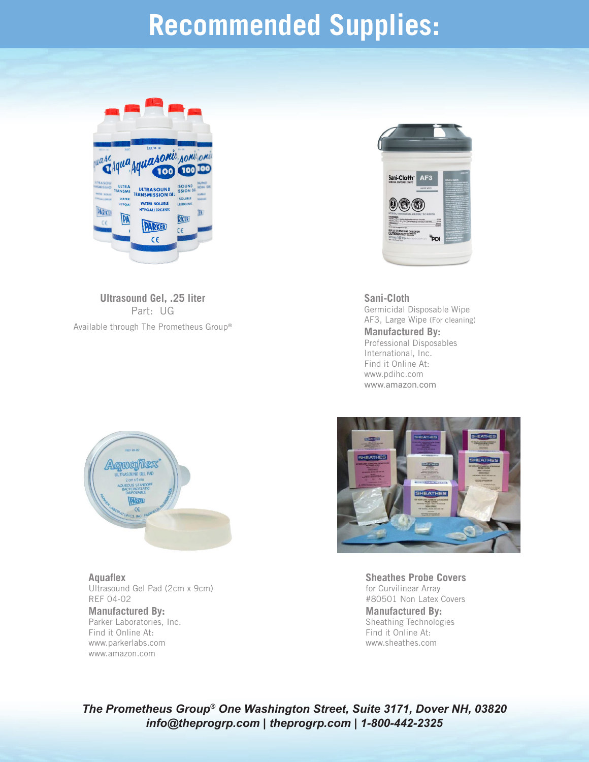# Recommended Supplies:

**Ultrasound Gel, .25 liter**
Part: UG
Available through The Prometheus Group®

**Sani-Cloth**
Germicidal Disposable Wipe
AF3, Large Wipe (For cleaning)
**Manufactured By:**
Professional Disposables International, Inc.
Find it Online At:
www.pdihc.com
www.amazon.com

**Aquaflex**
Ultrasound Gel Pad (2cm x 9cm)
REF 04-02
**Manufactured By:**
Parker Laboratories, Inc.
Find it Online At:
www.parkerlabs.com
www.amazon.com

**Sheathes Probe Covers**
for Curvilinear Array
#80501 Non Latex Covers
**Manufactured By:**
Sheathing Technologies
Find it Online At:
www.sheathes.com

***The Prometheus Group® One Washington Street, Suite 3171, Dover NH, 03820***
***info@theprogrp.com | theprogrp.com | 1-800-442-2325***